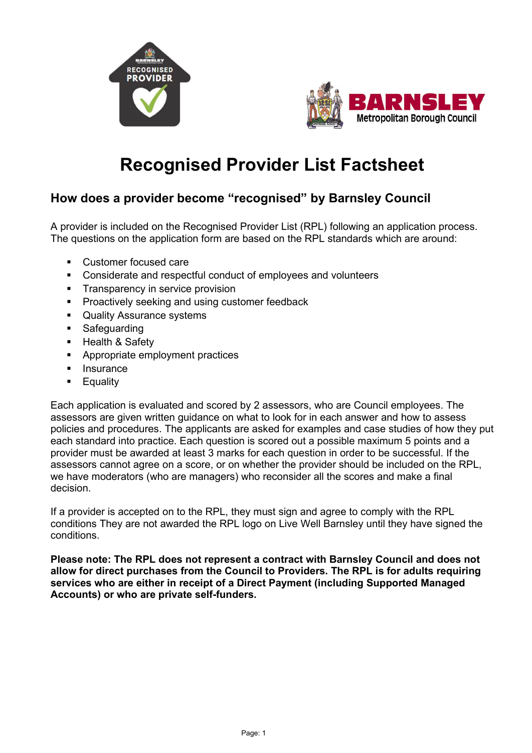# Recognised Provider List Factsheet

## How does a provider become "recognised" by Barnsley Council

A provider is included on the Recognised Provider List (RPL) following an application process. The questions on the application form are based on the RPL standards which are around:

- Customer focused care
- Considerate and respectful conduct of employees and volunteers
- Transparency in service provision
- Proactively seeking and using customer feedback
- Quality Assurance systems
- Safeguarding
- Health & Safety
- Appropriate employment practices
- Insurance
- Equality

Each application is evaluated and scored by 2 assessors, who are Council employees. The assessors are given written guidance on what to look for in each answer and how to assess policies and procedures. The applicants are asked for examples and case studies of how they put each standard into practice. Each question is scored out a possible maximum 5 points and a provider must be awarded at least 3 marks for each question in order to be successful. If the assessors cannot agree on a score, or on whether the provider should be included on the RPL, we have moderators (who are managers) who reconsider all the scores and make a final decision.

If a provider is accepted on to the RPL, they must sign and agree to comply with the RPL conditions They are not awarded the RPL logo on Live Well Barnsley until they have signed the conditions.

**Please note: The RPL does not represent a contract with Barnsley Council and does not allow for direct purchases from the Council to Providers. The RPL is for adults requiring services who are either in receipt of a Direct Payment (including Supported Managed Accounts) or who are private self-funders.**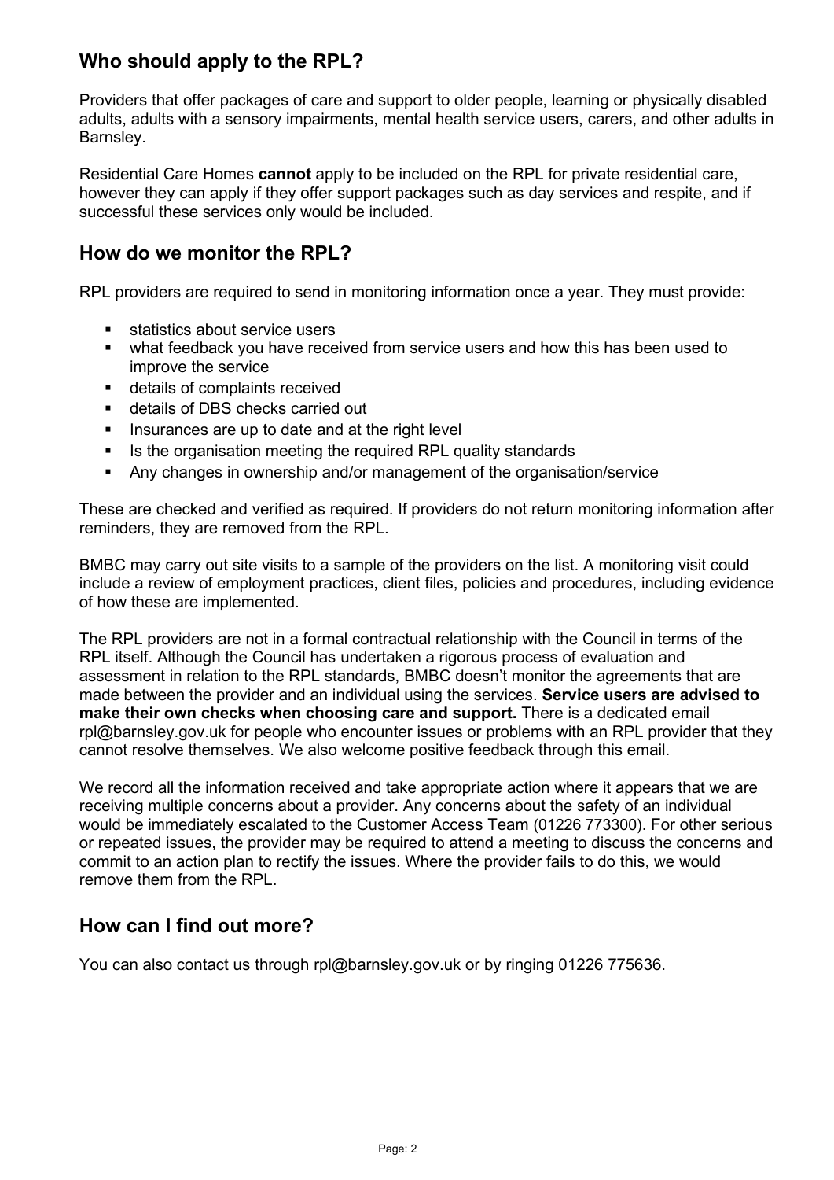## Who should apply to the RPL?

Providers that offer packages of care and support to older people, learning or physically disabled adults, adults with a sensory impairments, mental health service users, carers, and other adults in Barnsley.

Residential Care Homes **cannot** apply to be included on the RPL for private residential care, however they can apply if they offer support packages such as day services and respite, and if successful these services only would be included.

## How do we monitor the RPL?

RPL providers are required to send in monitoring information once a year. They must provide:

- statistics about service users
- what feedback you have received from service users and how this has been used to improve the service
- details of complaints received
- details of DBS checks carried out
- Insurances are up to date and at the right level
- Is the organisation meeting the required RPL quality standards
- Any changes in ownership and/or management of the organisation/service

These are checked and verified as required. If providers do not return monitoring information after reminders, they are removed from the RPL.

BMBC may carry out site visits to a sample of the providers on the list. A monitoring visit could include a review of employment practices, client files, policies and procedures, including evidence of how these are implemented.

The RPL providers are not in a formal contractual relationship with the Council in terms of the RPL itself. Although the Council has undertaken a rigorous process of evaluation and assessment in relation to the RPL standards, BMBC doesn't monitor the agreements that are made between the provider and an individual using the services. **Service users are advised to make their own checks when choosing care and support.** There is a dedicated email rpl@barnsley.gov.uk for people who encounter issues or problems with an RPL provider that they cannot resolve themselves. We also welcome positive feedback through this email.

We record all the information received and take appropriate action where it appears that we are receiving multiple concerns about a provider. Any concerns about the safety of an individual would be immediately escalated to the Customer Access Team (01226 773300). For other serious or repeated issues, the provider may be required to attend a meeting to discuss the concerns and commit to an action plan to rectify the issues. Where the provider fails to do this, we would remove them from the RPL.

## How can I find out more?

You can also contact us through rpl@barnsley.gov.uk or by ringing 01226 775636.